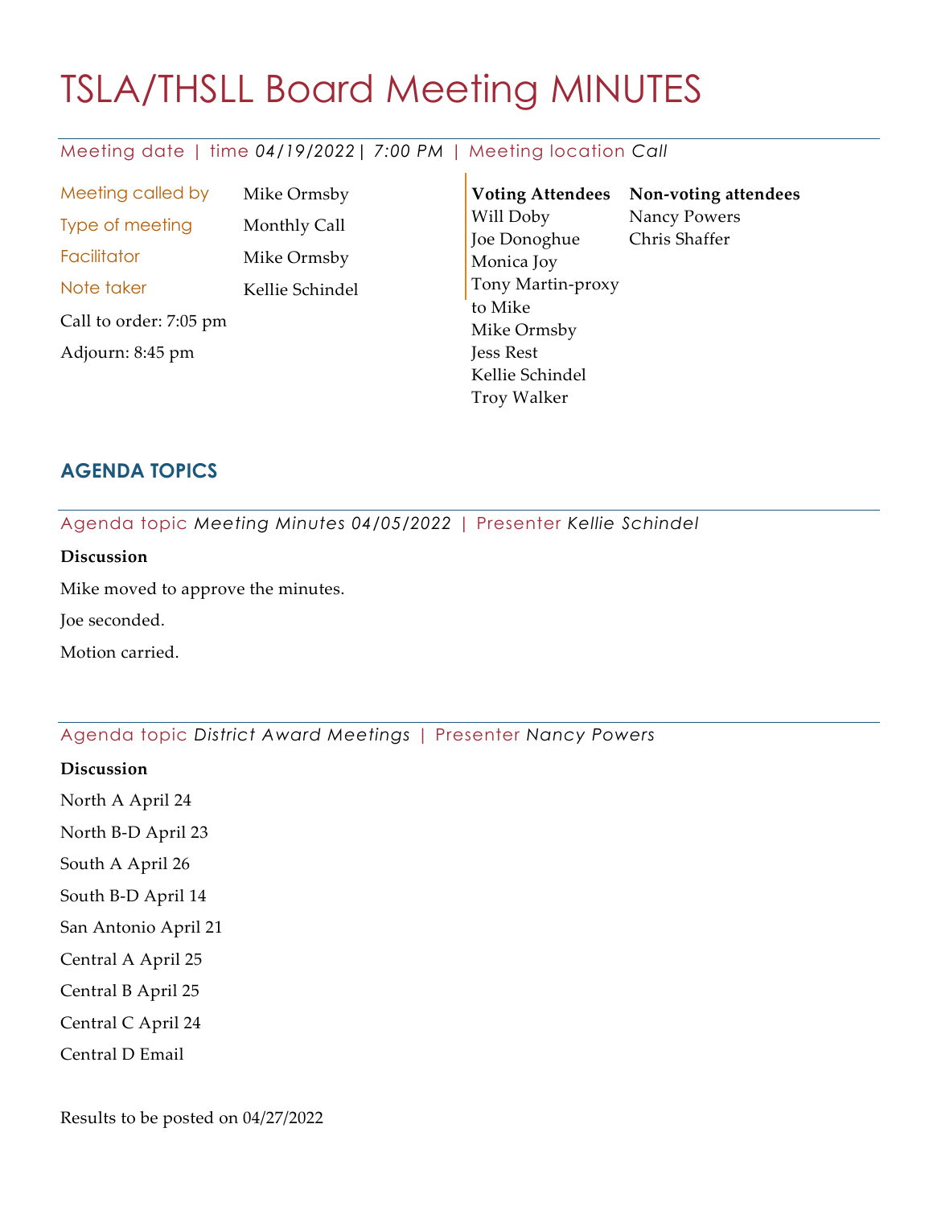# TSLA/THSLL Board Meeting MINUTES

Meeting date | time *04/19/2022 | 7:00 PM* | Meeting location *Call*

| | |
|---|---|
| Meeting called by | Mike Ormsby |
| Type of meeting | Monthly Call |
| Facilitator | Mike Ormsby |
| Note taker | Kellie Schindel |

Call to order: 7:05 pm

Adjourn: 8:45 pm

**Voting Attendees**

Will Doby
Joe Donoghue
Monica Joy
Tony Martin-proxy to Mike
Mike Ormsby
Jess Rest
Kellie Schindel
Troy Walker

**Non-voting attendees**

Nancy Powers
Chris Shaffer

## AGENDA TOPICS

Agenda topic *Meeting Minutes 04/05/2022* | Presenter *Kellie Schindel*

**Discussion**

Mike moved to approve the minutes.

Joe seconded.

Motion carried.

Agenda topic *District Award Meetings* | Presenter *Nancy Powers*

**Discussion**

North A April 24

North B-D April 23

South A April 26

South B-D April 14

San Antonio April 21

Central A April 25

Central B April 25

Central C April 24

Central D Email

Results to be posted on 04/27/2022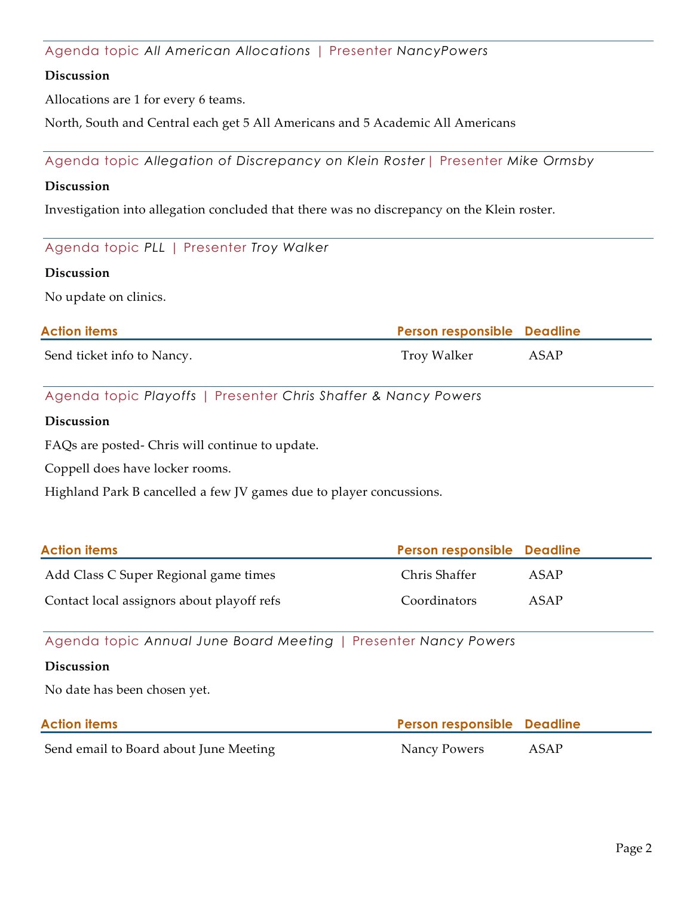Agenda topic *All American Allocations* | Presenter *NancyPowers*

**Discussion**

Allocations are 1 for every 6 teams.

North, South and Central each get 5 All Americans and 5 Academic All Americans

Agenda topic *Allegation of Discrepancy on Klein Roster* | Presenter *Mike Ormsby*

**Discussion**

Investigation into allegation concluded that there was no discrepancy on the Klein roster.

Agenda topic *PLL* | Presenter *Troy Walker*

**Discussion**

No update on clinics.

| Action items | Person responsible | Deadline |
| --- | --- | --- |
| Send ticket info to Nancy. | Troy Walker | ASAP |

Agenda topic *Playoffs* | Presenter *Chris Shaffer & Nancy Powers*

**Discussion**

FAQs are posted- Chris will continue to update.

Coppell does have locker rooms.

Highland Park B cancelled a few JV games due to player concussions.

| Action items | Person responsible | Deadline |
| --- | --- | --- |
| Add Class C Super Regional game times | Chris Shaffer | ASAP |
| Contact local assignors about playoff refs | Coordinators | ASAP |

Agenda topic *Annual June Board Meeting* | Presenter *Nancy Powers*

**Discussion**

No date has been chosen yet.

| Action items | Person responsible | Deadline |
| --- | --- | --- |
| Send email to Board about June Meeting | Nancy Powers | ASAP |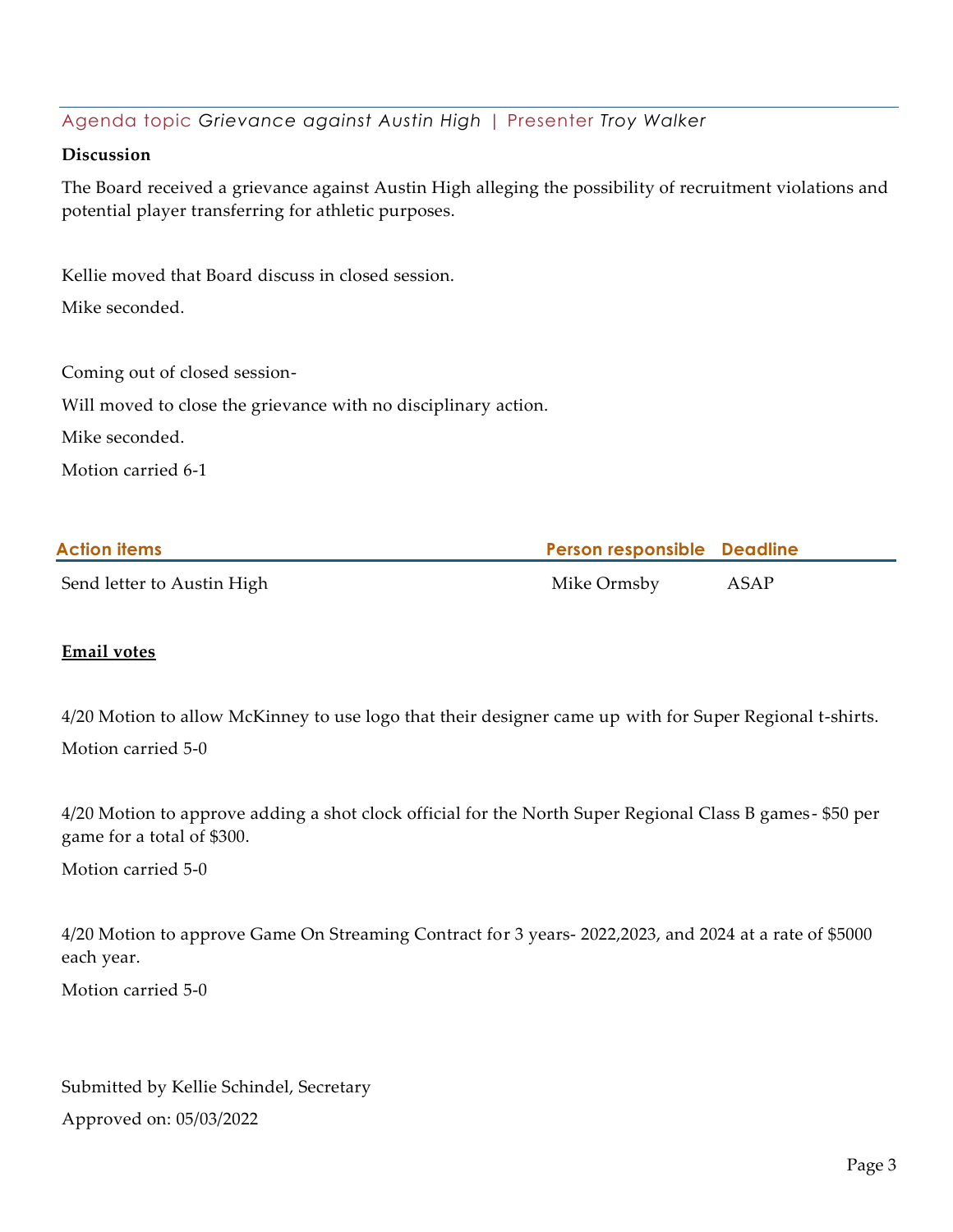Agenda topic *Grievance against Austin High* | Presenter *Troy Walker*

**Discussion**

The Board received a grievance against Austin High alleging the possibility of recruitment violations and potential player transferring for athletic purposes.

Kellie moved that Board discuss in closed session.

Mike seconded.

Coming out of closed session-

Will moved to close the grievance with no disciplinary action.

Mike seconded.

Motion carried 6-1

| Action items | Person responsible | Deadline |
|---|---|---|
| Send letter to Austin High | Mike Ormsby | ASAP |

**Email votes**

4/20 Motion to allow McKinney to use logo that their designer came up with for Super Regional t-shirts.

Motion carried 5-0

4/20 Motion to approve adding a shot clock official for the North Super Regional Class B games- $50 per game for a total of $300.

Motion carried 5-0

4/20 Motion to approve Game On Streaming Contract for 3 years- 2022,2023, and 2024 at a rate of $5000 each year.

Motion carried 5-0

Submitted by Kellie Schindel, Secretary

Approved on: 05/03/2022